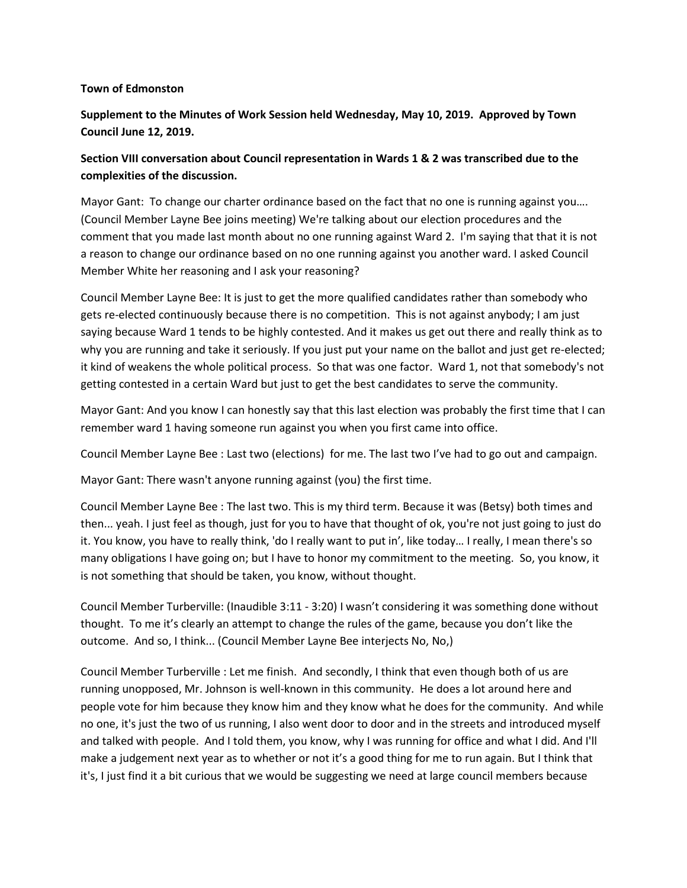**Town of Edmonston**

**Supplement to the Minutes of Work Session held Wednesday, May 10, 2019. Approved by Town Council June 12, 2019.**

**Section VIII conversation about Council representation in Wards 1 & 2 was transcribed due to the complexities of the discussion.**

Mayor Gant: To change our charter ordinance based on the fact that no one is running against you…. (Council Member Layne Bee joins meeting) We're talking about our election procedures and the comment that you made last month about no one running against Ward 2. I'm saying that that it is not a reason to change our ordinance based on no one running against you another ward. I asked Council Member White her reasoning and I ask your reasoning?

Council Member Layne Bee: It is just to get the more qualified candidates rather than somebody who gets re-elected continuously because there is no competition. This is not against anybody; I am just saying because Ward 1 tends to be highly contested. And it makes us get out there and really think as to why you are running and take it seriously. If you just put your name on the ballot and just get re-elected; it kind of weakens the whole political process. So that was one factor. Ward 1, not that somebody's not getting contested in a certain Ward but just to get the best candidates to serve the community.

Mayor Gant: And you know I can honestly say that this last election was probably the first time that I can remember ward 1 having someone run against you when you first came into office.

Council Member Layne Bee : Last two (elections) for me. The last two I've had to go out and campaign.

Mayor Gant: There wasn't anyone running against (you) the first time.

Council Member Layne Bee : The last two. This is my third term. Because it was (Betsy) both times and then... yeah. I just feel as though, just for you to have that thought of ok, you're not just going to just do it. You know, you have to really think, 'do I really want to put in', like today… I really, I mean there's so many obligations I have going on; but I have to honor my commitment to the meeting. So, you know, it is not something that should be taken, you know, without thought.

Council Member Turberville: (Inaudible 3:11 - 3:20) I wasn't considering it was something done without thought. To me it's clearly an attempt to change the rules of the game, because you don't like the outcome. And so, I think... (Council Member Layne Bee interjects No, No,)

Council Member Turberville : Let me finish. And secondly, I think that even though both of us are running unopposed, Mr. Johnson is well-known in this community. He does a lot around here and people vote for him because they know him and they know what he does for the community. And while no one, it's just the two of us running, I also went door to door and in the streets and introduced myself and talked with people. And I told them, you know, why I was running for office and what I did. And I'll make a judgement next year as to whether or not it's a good thing for me to run again. But I think that it's, I just find it a bit curious that we would be suggesting we need at large council members because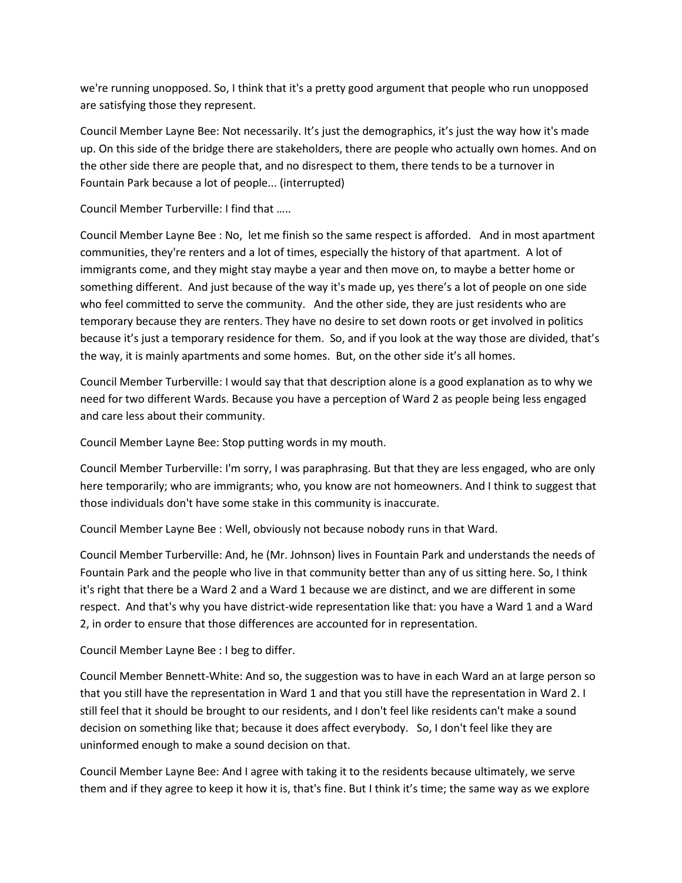we're running unopposed. So, I think that it's a pretty good argument that people who run unopposed are satisfying those they represent.

Council Member Layne Bee: Not necessarily. It's just the demographics, it's just the way how it's made up. On this side of the bridge there are stakeholders, there are people who actually own homes. And on the other side there are people that, and no disrespect to them, there tends to be a turnover in Fountain Park because a lot of people... (interrupted)

Council Member Turberville: I find that .....

Council Member Layne Bee : No, let me finish so the same respect is afforded. And in most apartment communities, they're renters and a lot of times, especially the history of that apartment. A lot of immigrants come, and they might stay maybe a year and then move on, to maybe a better home or something different. And just because of the way it's made up, yes there's a lot of people on one side who feel committed to serve the community. And the other side, they are just residents who are temporary because they are renters. They have no desire to set down roots or get involved in politics because it's just a temporary residence for them. So, and if you look at the way those are divided, that's the way, it is mainly apartments and some homes. But, on the other side it's all homes.

Council Member Turberville: I would say that that description alone is a good explanation as to why we need for two different Wards. Because you have a perception of Ward 2 as people being less engaged and care less about their community.

Council Member Layne Bee: Stop putting words in my mouth.

Council Member Turberville: I'm sorry, I was paraphrasing. But that they are less engaged, who are only here temporarily; who are immigrants; who, you know are not homeowners. And I think to suggest that those individuals don't have some stake in this community is inaccurate.

Council Member Layne Bee : Well, obviously not because nobody runs in that Ward.

Council Member Turberville: And, he (Mr. Johnson) lives in Fountain Park and understands the needs of Fountain Park and the people who live in that community better than any of us sitting here. So, I think it's right that there be a Ward 2 and a Ward 1 because we are distinct, and we are different in some respect. And that's why you have district-wide representation like that: you have a Ward 1 and a Ward 2, in order to ensure that those differences are accounted for in representation.

Council Member Layne Bee : I beg to differ.

Council Member Bennett-White: And so, the suggestion was to have in each Ward an at large person so that you still have the representation in Ward 1 and that you still have the representation in Ward 2. I still feel that it should be brought to our residents, and I don't feel like residents can't make a sound decision on something like that; because it does affect everybody. So, I don't feel like they are uninformed enough to make a sound decision on that.

Council Member Layne Bee: And I agree with taking it to the residents because ultimately, we serve them and if they agree to keep it how it is, that's fine. But I think it's time; the same way as we explore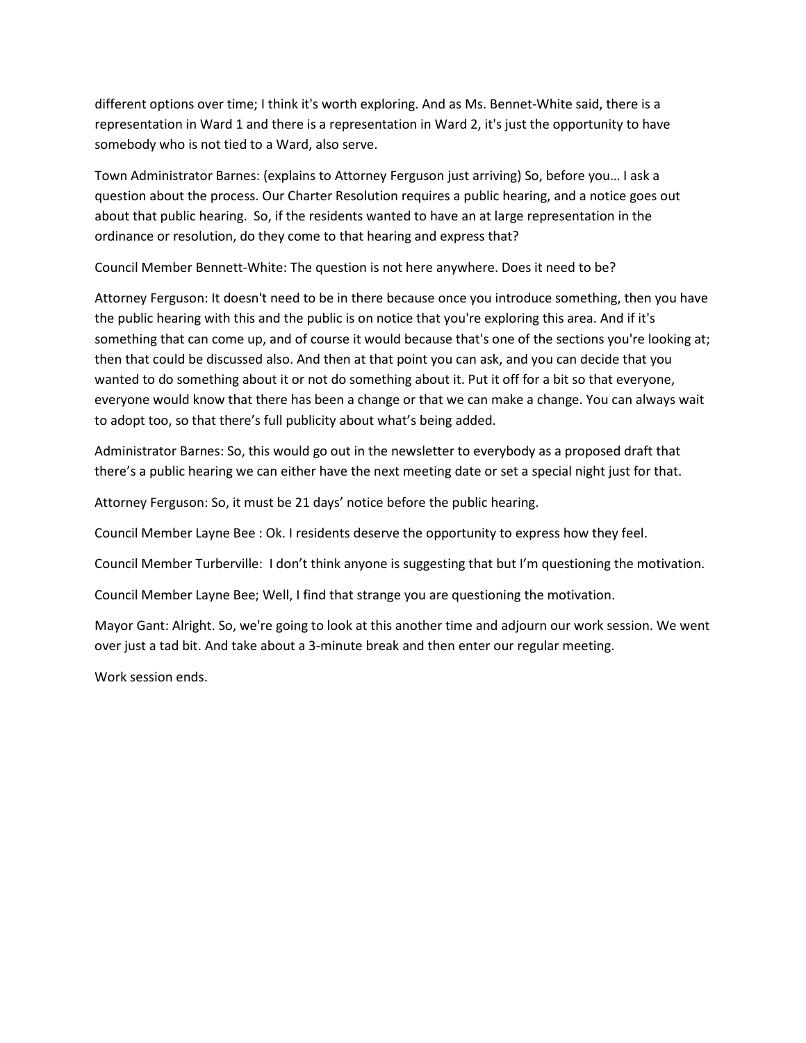different options over time; I think it's worth exploring. And as Ms. Bennet-White said, there is a representation in Ward 1 and there is a representation in Ward 2, it's just the opportunity to have somebody who is not tied to a Ward, also serve.

Town Administrator Barnes: (explains to Attorney Ferguson just arriving) So, before you… I ask a question about the process. Our Charter Resolution requires a public hearing, and a notice goes out about that public hearing. So, if the residents wanted to have an at large representation in the ordinance or resolution, do they come to that hearing and express that?

Council Member Bennett-White: The question is not here anywhere. Does it need to be?

Attorney Ferguson: It doesn't need to be in there because once you introduce something, then you have the public hearing with this and the public is on notice that you're exploring this area. And if it's something that can come up, and of course it would because that's one of the sections you're looking at; then that could be discussed also. And then at that point you can ask, and you can decide that you wanted to do something about it or not do something about it. Put it off for a bit so that everyone, everyone would know that there has been a change or that we can make a change. You can always wait to adopt too, so that there's full publicity about what's being added.

Administrator Barnes: So, this would go out in the newsletter to everybody as a proposed draft that there's a public hearing we can either have the next meeting date or set a special night just for that.

Attorney Ferguson: So, it must be 21 days' notice before the public hearing.

Council Member Layne Bee : Ok. I residents deserve the opportunity to express how they feel.

Council Member Turberville: I don't think anyone is suggesting that but I'm questioning the motivation.

Council Member Layne Bee; Well, I find that strange you are questioning the motivation.

Mayor Gant: Alright. So, we're going to look at this another time and adjourn our work session. We went over just a tad bit. And take about a 3-minute break and then enter our regular meeting.

Work session ends.